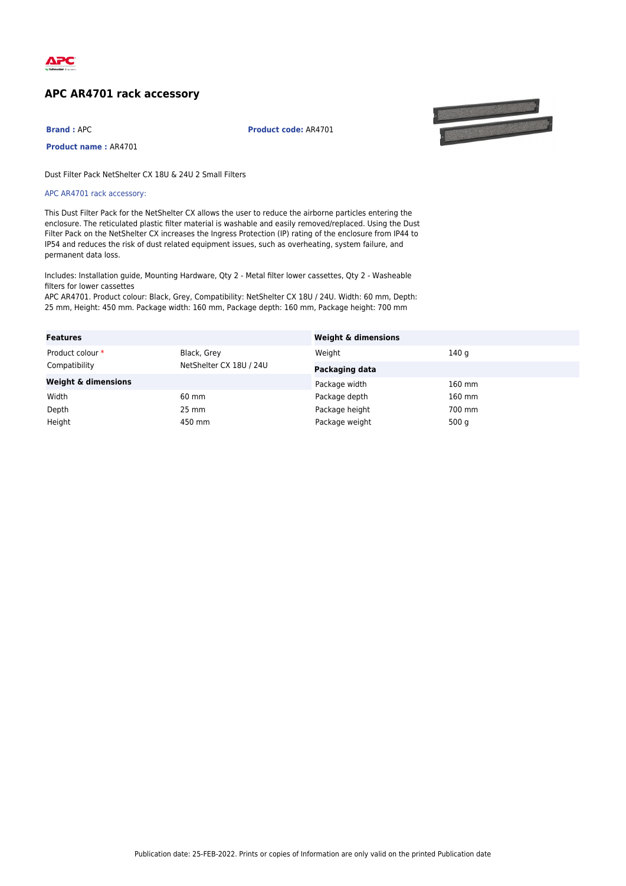# APC AR4701 rack accessory

**Brand :** APC

**Product code:** AR4701

**Product name :** AR4701

Dust Filter Pack NetShelter CX 18U & 24U 2 Small Filters

APC AR4701 rack accessory:

This Dust Filter Pack for the NetShelter CX allows the user to reduce the airborne particles entering the enclosure. The reticulated plastic filter material is washable and easily removed/replaced. Using the Dust Filter Pack on the NetShelter CX increases the Ingress Protection (IP) rating of the enclosure from IP44 to IP54 and reduces the risk of dust related equipment issues, such as overheating, system failure, and permanent data loss.

Includes: Installation guide, Mounting Hardware, Qty 2 - Metal filter lower cassettes, Qty 2 - Washeable filters for lower cassettes
APC AR4701. Product colour: Black, Grey, Compatibility: NetShelter CX 18U / 24U. Width: 60 mm, Depth: 25 mm, Height: 450 mm. Package width: 160 mm, Package depth: 160 mm, Package height: 700 mm

| **Features** | |
|---|---|
| Product colour * | Black, Grey |
| Compatibility | NetShelter CX 18U / 24U |

| **Weight & dimensions** | |
|---|---|
| Width | 60 mm |
| Depth | 25 mm |
| Height | 450 mm |

| **Weight & dimensions** | |
|---|---|
| Weight | 140 g |

| **Packaging data** | |
|---|---|
| Package width | 160 mm |
| Package depth | 160 mm |
| Package height | 700 mm |
| Package weight | 500 g |

Publication date: 25-FEB-2022. Prints or copies of Information are only valid on the printed Publication date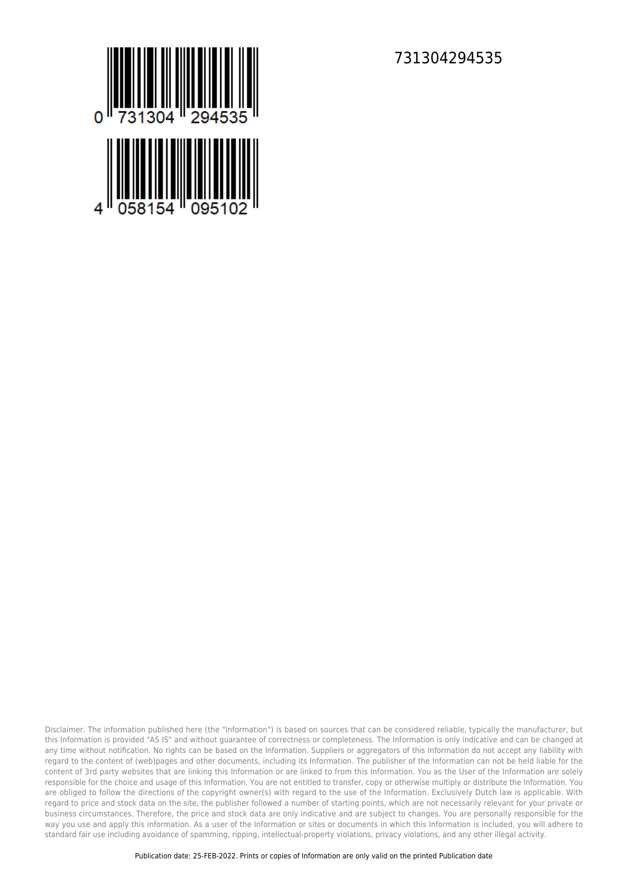0 731304 294535

4 058154 095102

731304294535

Disclaimer. The information published here (the "Information") is based on sources that can be considered reliable, typically the manufacturer, but this Information is provided "AS IS" and without guarantee of correctness or completeness. The Information is only indicative and can be changed at any time without notification. No rights can be based on the Information. Suppliers or aggregators of this Information do not accept any liability with regard to the content of (web)pages and other documents, including its Information. The publisher of the Information can not be held liable for the content of 3rd party websites that are linking this Information or are linked to from this Information. You as the User of the Information are solely responsible for the choice and usage of this Information. You are not entitled to transfer, copy or otherwise multiply or distribute the Information. You are obliged to follow the directions of the copyright owner(s) with regard to the use of the Information. Exclusively Dutch law is applicable. With regard to price and stock data on the site, the publisher followed a number of starting points, which are not necessarily relevant for your private or business circumstances. Therefore, the price and stock data are only indicative and are subject to changes. You are personally responsible for the way you use and apply this information. As a user of the Information or sites or documents in which this Information is included, you will adhere to standard fair use including avoidance of spamming, ripping, intellectual-property violations, privacy violations, and any other illegal activity.

Publication date: 25-FEB-2022. Prints or copies of Information are only valid on the printed Publication date